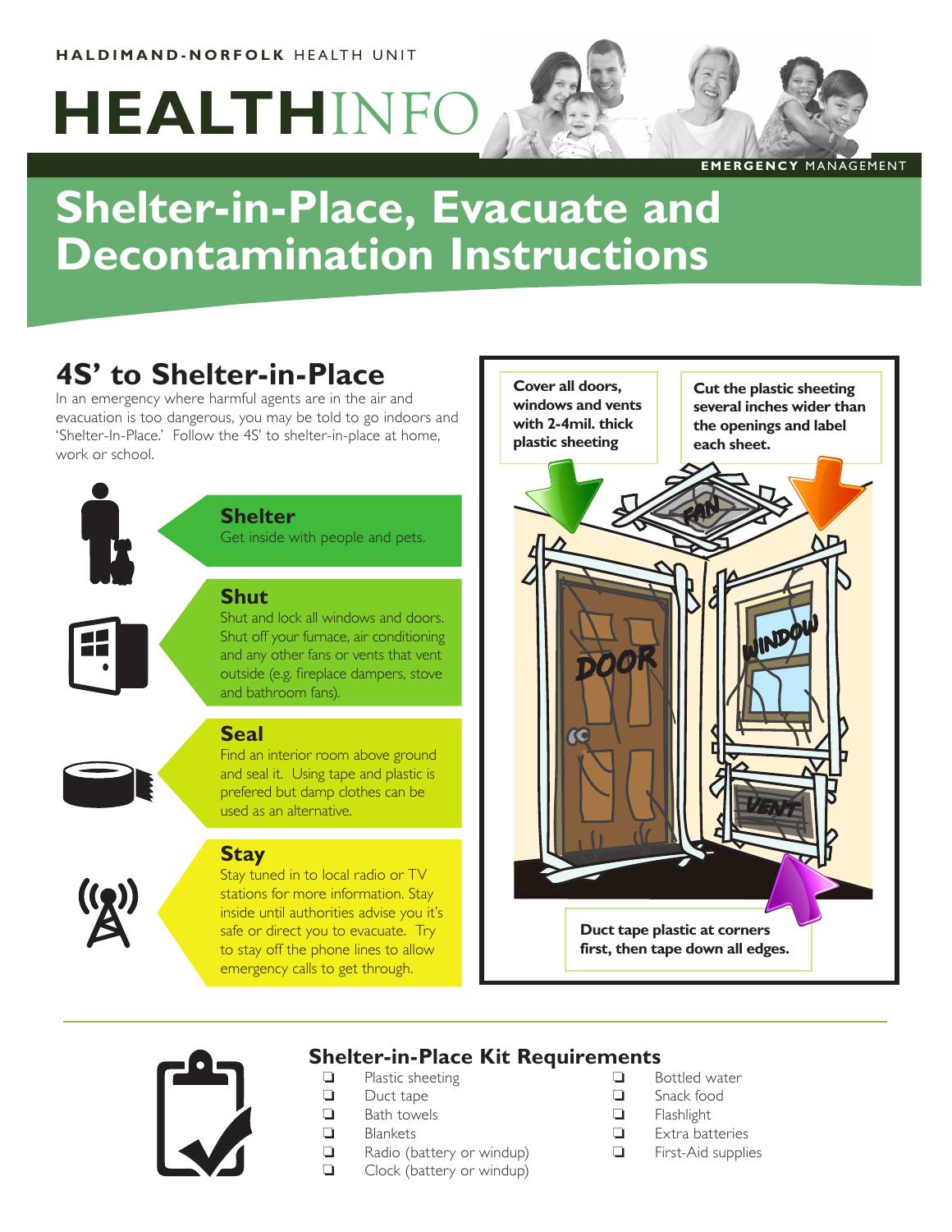**HALDIMAND-NORFOLK** HEALTH UNIT

# HEALTHINFO

**EMERGENCY** MANAGEMENT

# Shelter-in-Place, Evacuate and Decontamination Instructions

## 4S' to Shelter-in-Place

In an emergency where harmful agents are in the air and evacuation is too dangerous, you may be told to go indoors and 'Shelter-In-Place.' Follow the 4S' to shelter-in-place at home, work or school.

### Shelter

Get inside with people and pets.

### Shut

Shut and lock all windows and doors. Shut off your furnace, air conditioning and any other fans or vents that vent outside (e.g. fireplace dampers, stove and bathroom fans).

### Seal

Find an interior room above ground and seal it. Using tape and plastic is prefered but damp clothes can be used as an alternative.

### Stay

Stay tuned in to local radio or TV stations for more information. Stay inside until authorities advise you it's safe or direct you to evacuate. Try to stay off the phone lines to allow emergency calls to get through.

**Cover all doors, windows and vents with 2-4mil. thick plastic sheeting**

**Cut the plastic sheeting several inches wider than the openings and label each sheet.**

FAN

DOOR

WINDOW

VENT

**Duct tape plastic at corners first, then tape down all edges.**

## Shelter-in-Place Kit Requirements

- ❏ Plastic sheeting
- ❏ Duct tape
- ❏ Bath towels
- ❏ Blankets
- ❏ Radio (battery or windup)
- ❏ Clock (battery or windup)
- ❏ Bottled water
- ❏ Snack food
- ❏ Flashlight
- ❏ Extra batteries
- ❏ First-Aid supplies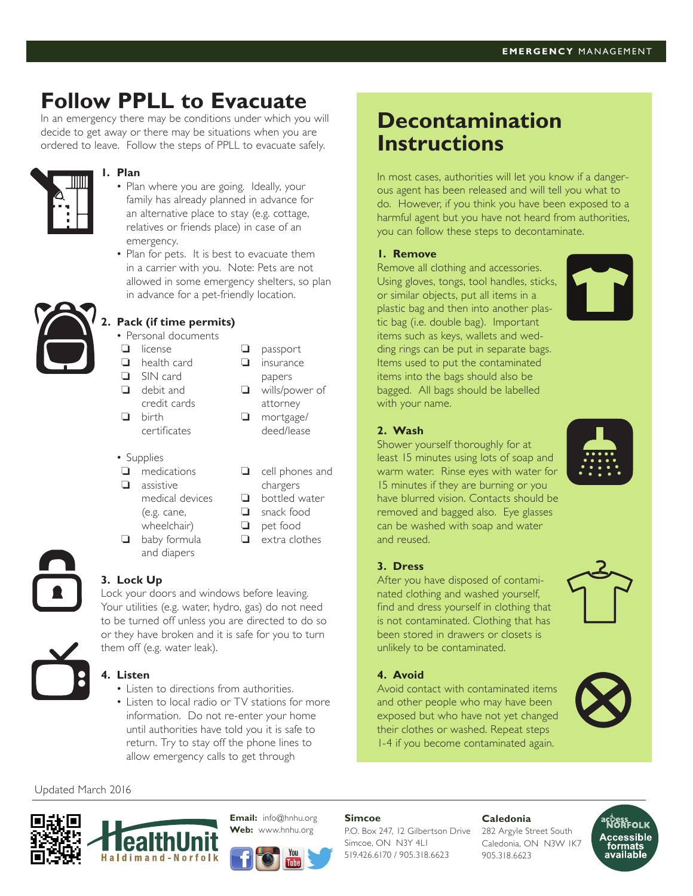# Follow PPLL to Evacuate

In an emergency there may be conditions under which you will decide to get away or there may be situations when you are ordered to leave. Follow the steps of PPLL to evacuate safely.

### 1. Plan

- Plan where you are going. Ideally, your family has already planned in advance for an alternative place to stay (e.g. cottage, relatives or friends place) in case of an emergency.
- Plan for pets. It is best to evacuate them in a carrier with you. Note: Pets are not allowed in some emergency shelters, so plan in advance for a pet-friendly location.

### 2. Pack (if time permits)

- Personal documents
  - ❑ license
  - ❑ health card
  - ❑ SIN card
  - ❑ debit and credit cards
  - ❑ birth certificates
  - ❑ passport
  - ❑ insurance papers
  - ❑ wills/power of attorney
  - ❑ mortgage/deed/lease
- Supplies
  - ❑ medications
  - ❑ assistive medical devices (e.g. cane, wheelchair)
  - ❑ baby formula and diapers
  - ❑ cell phones and chargers
  - ❑ bottled water
  - ❑ snack food
  - ❑ pet food
  - ❑ extra clothes

### 3. Lock Up

Lock your doors and windows before leaving. Your utilities (e.g. water, hydro, gas) do not need to be turned off unless you are directed to do so or they have broken and it is safe for you to turn them off (e.g. water leak).

### 4. Listen

- Listen to directions from authorities.
- Listen to local radio or TV stations for more information. Do not re-enter your home until authorities have told you it is safe to return. Try to stay off the phone lines to allow emergency calls to get through

# Decontamination Instructions

In most cases, authorities will let you know if a dangerous agent has been released and will tell you what to do. However, if you think you have been exposed to a harmful agent but you have not heard from authorities, you can follow these steps to decontaminate.

### 1. Remove

Remove all clothing and accessories. Using gloves, tongs, tool handles, sticks, or similar objects, put all items in a plastic bag and then into another plastic bag (i.e. double bag). Important items such as keys, wallets and wedding rings can be put in separate bags. Items used to put the contaminated items into the bags should also be bagged. All bags should be labelled with your name.

### 2. Wash

Shower yourself thoroughly for at least 15 minutes using lots of soap and warm water. Rinse eyes with water for 15 minutes if they are burning or you have blurred vision. Contacts should be removed and bagged also. Eye glasses can be washed with soap and water and reused.

### 3. Dress

After you have disposed of contaminated clothing and washed yourself, find and dress yourself in clothing that is not contaminated. Clothing that has been stored in drawers or closets is unlikely to be contaminated.

### 4. Avoid

Avoid contact with contaminated items and other people who may have been exposed but who have not yet changed their clothes or washed. Repeat steps 1-4 if you become contaminated again.

Updated March 2016

HealthUnit Haldimand-Norfolk

**Email:** info@hnhu.org
**Web:** www.hnhu.org

**Simcoe**
P.O. Box 247, 12 Gilbertson Drive
Simcoe, ON N3Y 4L1
519.426.6170 / 905.318.6623

**Caledonia**
282 Argyle Street South
Caledonia, ON N3W 1K7
905.318.6623

access NORFOLK — Accessible formats available